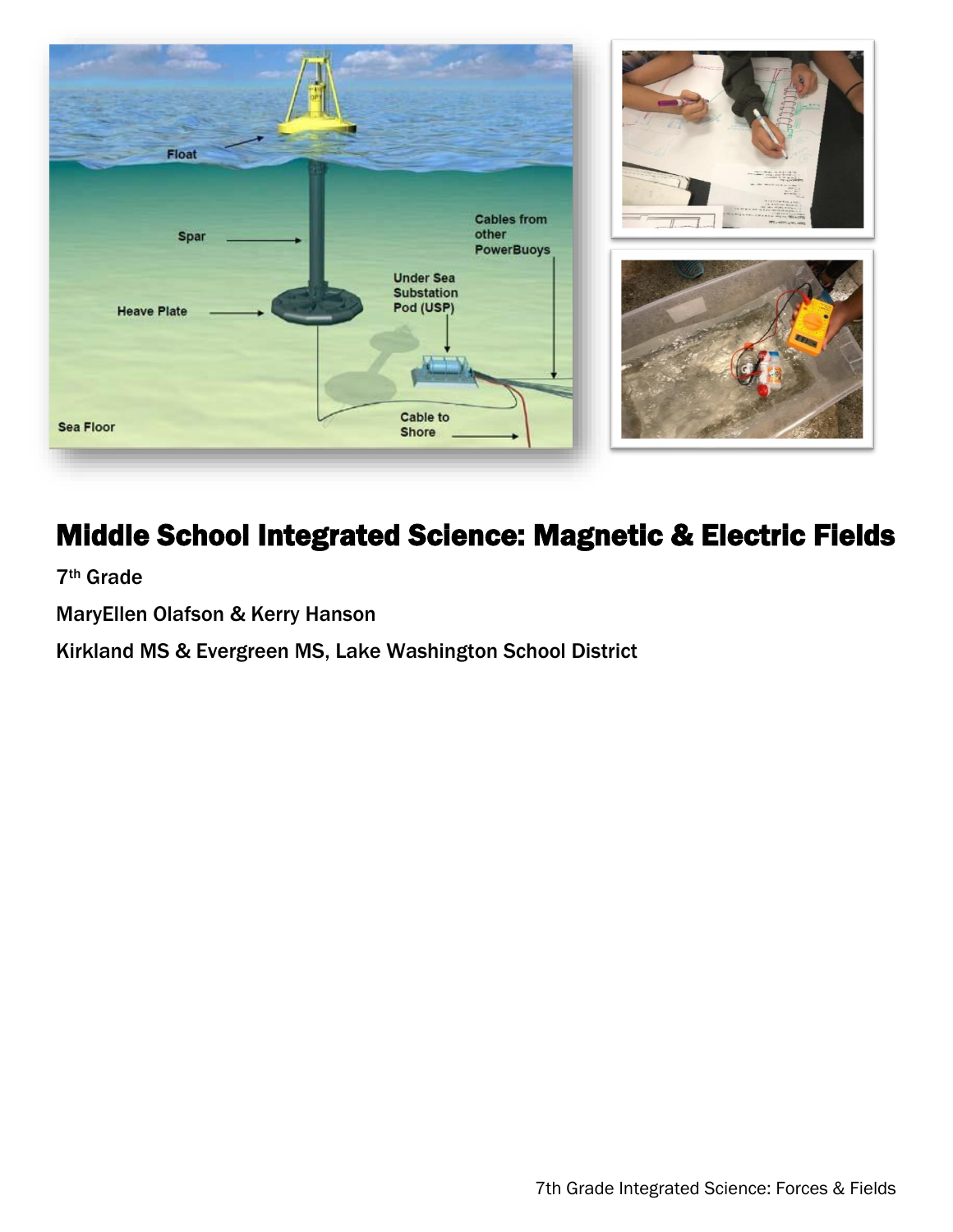# Middle School Integrated Science: Magnetic & Electric Fields

7th Grade

MaryEllen Olafson & Kerry Hanson

Kirkland MS & Evergreen MS, Lake Washington School District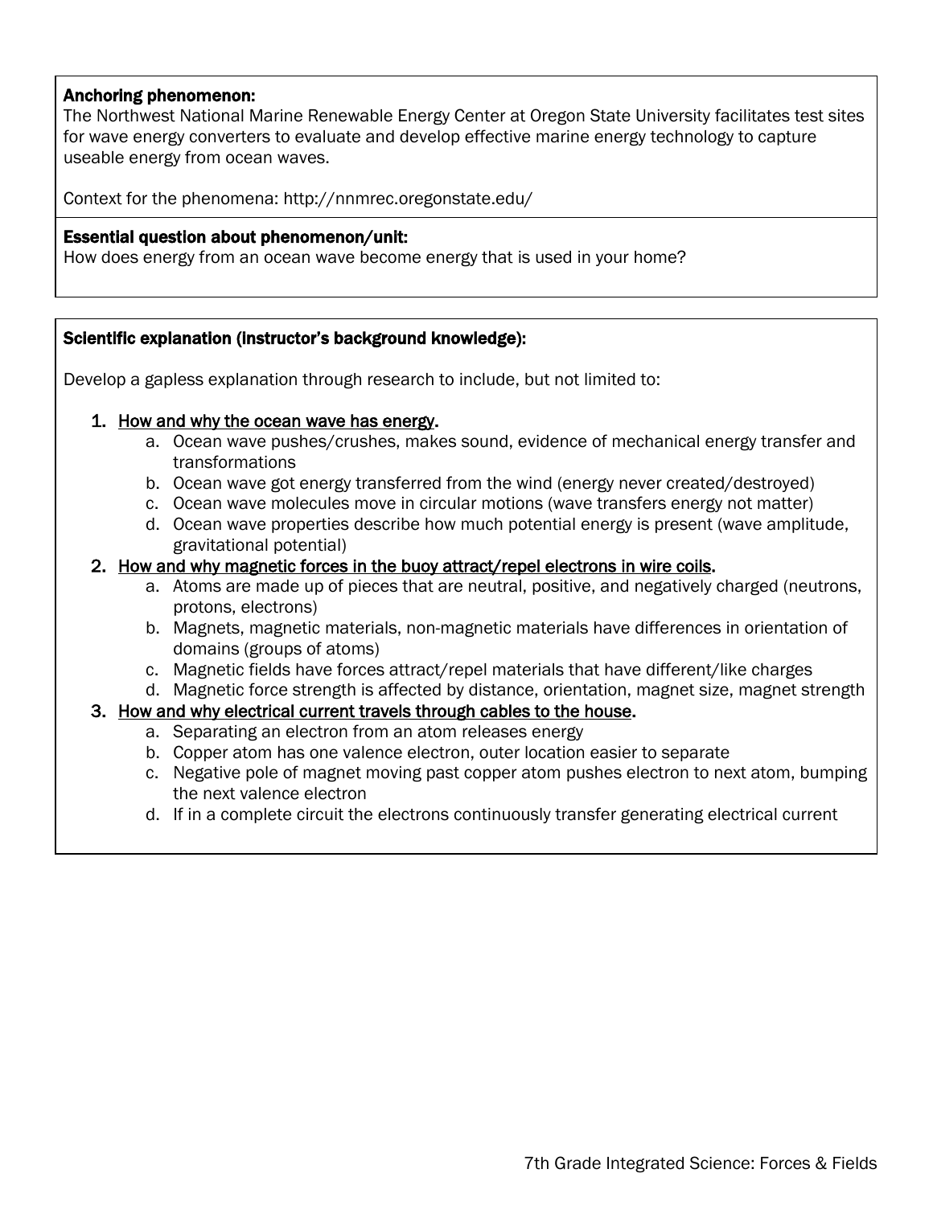**Anchoring phenomenon:**
The Northwest National Marine Renewable Energy Center at Oregon State University facilitates test sites for wave energy converters to evaluate and develop effective marine energy technology to capture useable energy from ocean waves.

Context for the phenomena: http://nnmrec.oregonstate.edu/

**Essential question about phenomenon/unit:**
How does energy from an ocean wave become energy that is used in your home?

**Scientific explanation (instructor's background knowledge):**

Develop a gapless explanation through research to include, but not limited to:

1. <u>How and why the ocean wave has energy</u>.
    a. Ocean wave pushes/crushes, makes sound, evidence of mechanical energy transfer and transformations
    b. Ocean wave got energy transferred from the wind (energy never created/destroyed)
    c. Ocean wave molecules move in circular motions (wave transfers energy not matter)
    d. Ocean wave properties describe how much potential energy is present (wave amplitude, gravitational potential)
2. <u>How and why magnetic forces in the buoy attract/repel electrons in wire coils</u>.
    a. Atoms are made up of pieces that are neutral, positive, and negatively charged (neutrons, protons, electrons)
    b. Magnets, magnetic materials, non-magnetic materials have differences in orientation of domains (groups of atoms)
    c. Magnetic fields have forces attract/repel materials that have different/like charges
    d. Magnetic force strength is affected by distance, orientation, magnet size, magnet strength
3. <u>How and why electrical current travels through cables to the house</u>.
    a. Separating an electron from an atom releases energy
    b. Copper atom has one valence electron, outer location easier to separate
    c. Negative pole of magnet moving past copper atom pushes electron to next atom, bumping the next valence electron
    d. If in a complete circuit the electrons continuously transfer generating electrical current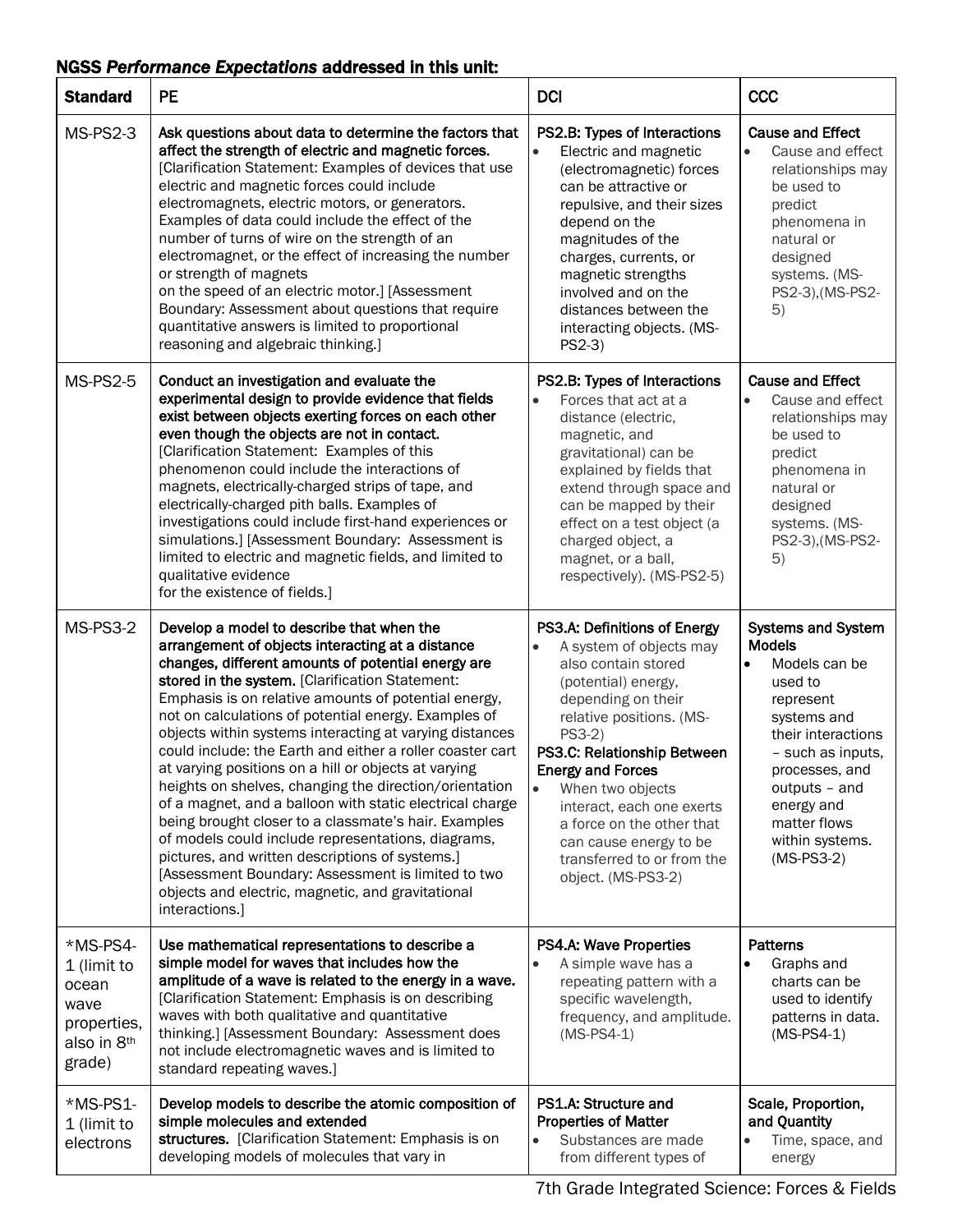## NGSS *Performance Expectations* addressed in this unit:

| Standard | PE | DCI | CCC |
|---|---|---|---|
| MS-PS2-3 | **Ask questions about data to determine the factors that affect the strength of electric and magnetic forces.** [Clarification Statement: Examples of devices that use electric and magnetic forces could include electromagnets, electric motors, or generators. Examples of data could include the effect of the number of turns of wire on the strength of an electromagnet, or the effect of increasing the number or strength of magnets on the speed of an electric motor.] [Assessment Boundary: Assessment about questions that require quantitative answers is limited to proportional reasoning and algebraic thinking.] | **PS2.B: Types of Interactions**<br>• Electric and magnetic (electromagnetic) forces can be attractive or repulsive, and their sizes depend on the magnitudes of the charges, currents, or magnetic strengths involved and on the distances between the interacting objects. (MS-PS2-3) | **Cause and Effect**<br>• Cause and effect relationships may be used to predict phenomena in natural or designed systems. (MS-PS2-3),(MS-PS2-5) |
| MS-PS2-5 | **Conduct an investigation and evaluate the experimental design to provide evidence that fields exist between objects exerting forces on each other even though the objects are not in contact.** [Clarification Statement: Examples of this phenomenon could include the interactions of magnets, electrically-charged strips of tape, and electrically-charged pith balls. Examples of investigations could include first-hand experiences or simulations.] [Assessment Boundary: Assessment is limited to electric and magnetic fields, and limited to qualitative evidence for the existence of fields.] | **PS2.B: Types of Interactions**<br>• Forces that act at a distance (electric, magnetic, and gravitational) can be explained by fields that extend through space and can be mapped by their effect on a test object (a charged object, a magnet, or a ball, respectively). (MS-PS2-5) | **Cause and Effect**<br>• Cause and effect relationships may be used to predict phenomena in natural or designed systems. (MS-PS2-3),(MS-PS2-5) |
| MS-PS3-2 | **Develop a model to describe that when the arrangement of objects interacting at a distance changes, different amounts of potential energy are stored in the system.** [Clarification Statement: Emphasis is on relative amounts of potential energy, not on calculations of potential energy. Examples of objects within systems interacting at varying distances could include: the Earth and either a roller coaster cart at varying positions on a hill or objects at varying heights on shelves, changing the direction/orientation of a magnet, and a balloon with static electrical charge being brought closer to a classmate's hair. Examples of models could include representations, diagrams, pictures, and written descriptions of systems.] [Assessment Boundary: Assessment is limited to two objects and electric, magnetic, and gravitational interactions.] | **PS3.A: Definitions of Energy**<br>• A system of objects may also contain stored (potential) energy, depending on their relative positions. (MS-PS3-2)<br>**PS3.C: Relationship Between Energy and Forces**<br>• When two objects interact, each one exerts a force on the other that can cause energy to be transferred to or from the object. (MS-PS3-2) | **Systems and System Models**<br>• Models can be used to represent systems and their interactions – such as inputs, processes, and outputs – and energy and matter flows within systems. (MS-PS3-2) |
| *MS-PS4-1 (limit to ocean wave properties, also in 8th grade) | **Use mathematical representations to describe a simple model for waves that includes how the amplitude of a wave is related to the energy in a wave.** [Clarification Statement: Emphasis is on describing waves with both qualitative and quantitative thinking.] [Assessment Boundary: Assessment does not include electromagnetic waves and is limited to standard repeating waves.] | **PS4.A: Wave Properties**<br>• A simple wave has a repeating pattern with a specific wavelength, frequency, and amplitude. (MS-PS4-1) | **Patterns**<br>• Graphs and charts can be used to identify patterns in data. (MS-PS4-1) |
| *MS-PS1-1 (limit to electrons | **Develop models to describe the atomic composition of simple molecules and extended structures.** [Clarification Statement: Emphasis is on developing models of molecules that vary in | **PS1.A: Structure and Properties of Matter**<br>• Substances are made from different types of | **Scale, Proportion, and Quantity**<br>• Time, space, and energy |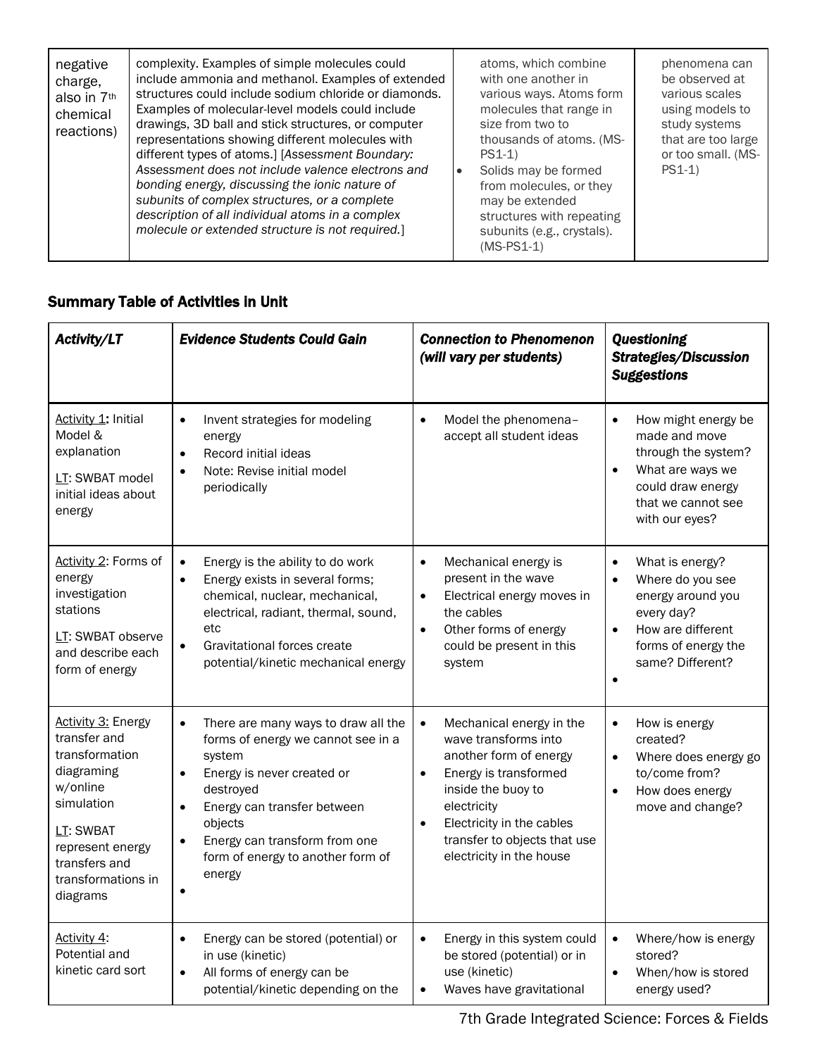| negative charge, also in 7th chemical reactions) | complexity. Examples of simple molecules could include ammonia and methanol. Examples of extended structures could include sodium chloride or diamonds. Examples of molecular-level models could include drawings, 3D ball and stick structures, or computer representations showing different molecules with different types of atoms.] [*Assessment Boundary: Assessment does not include valence electrons and bonding energy, discussing the ionic nature of subunits of complex structures, or a complete description of all individual atoms in a complex molecule or extended structure is not required.*] | atoms, which combine with one another in various ways. Atoms form molecules that range in size from two to thousands of atoms. (MS-PS1-1)<br>• Solids may be formed from molecules, or they may be extended structures with repeating subunits (e.g., crystals). (MS-PS1-1) | phenomena can be observed at various scales using models to study systems that are too large or too small. (MS-PS1-1) |
|---|---|---|---|

## Summary Table of Activities in Unit

| *Activity/LT* | *Evidence Students Could Gain* | *Connection to Phenomenon (will vary per students)* | *Questioning Strategies/Discussion Suggestions* |
|---|---|---|---|
| Activity 1: Initial Model & explanation<br><br>LT: SWBAT model initial ideas about energy | • Invent strategies for modeling energy<br>• Record initial ideas<br>• Note: Revise initial model periodically | • Model the phenomena– accept all student ideas | • How might energy be made and move through the system?<br>• What are ways we could draw energy that we cannot see with our eyes? |
| Activity 2: Forms of energy investigation stations<br><br>LT: SWBAT observe and describe each form of energy | • Energy is the ability to do work<br>• Energy exists in several forms; chemical, nuclear, mechanical, electrical, radiant, thermal, sound, etc<br>• Gravitational forces create potential/kinetic mechanical energy | • Mechanical energy is present in the wave<br>• Electrical energy moves in the cables<br>• Other forms of energy could be present in this system | • What is energy?<br>• Where do you see energy around you every day?<br>• How are different forms of energy the same? Different?<br>• |
| Activity 3: Energy transfer and transformation diagraming w/online simulation<br><br>LT: SWBAT represent energy transfers and transformations in diagrams | • There are many ways to draw all the forms of energy we cannot see in a system<br>• Energy is never created or destroyed<br>• Energy can transfer between objects<br>• Energy can transform from one form of energy to another form of energy<br>• | • Mechanical energy in the wave transforms into another form of energy<br>• Energy is transformed inside the buoy to electricity<br>• Electricity in the cables transfer to objects that use electricity in the house | • How is energy created?<br>• Where does energy go to/come from?<br>• How does energy move and change? |
| Activity 4: Potential and kinetic card sort | • Energy can be stored (potential) or in use (kinetic)<br>• All forms of energy can be potential/kinetic depending on the | • Energy in this system could be stored (potential) or in use (kinetic)<br>• Waves have gravitational | • Where/how is energy stored?<br>• When/how is stored energy used? |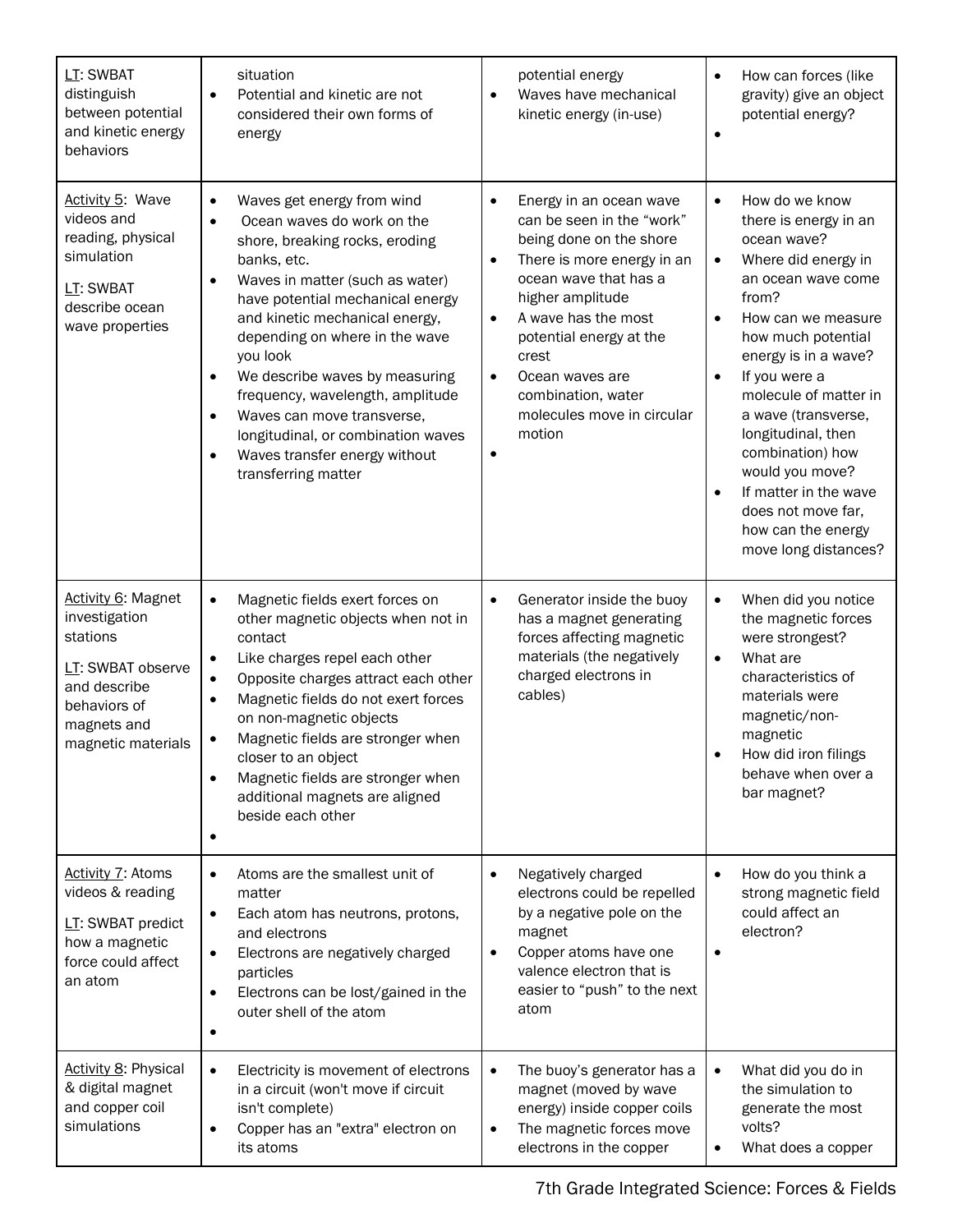| | | | |
|---|---|---|---|
| LT: SWBAT distinguish between potential and kinetic energy behaviors | situation<br>• Potential and kinetic are not considered their own forms of energy | potential energy<br>• Waves have mechanical kinetic energy (in-use) | • How can forces (like gravity) give an object potential energy?<br>• |
| Activity 5: Wave videos and reading, physical simulation<br><br>LT: SWBAT describe ocean wave properties | • Waves get energy from wind<br>• Ocean waves do work on the shore, breaking rocks, eroding banks, etc.<br>• Waves in matter (such as water) have potential mechanical energy and kinetic mechanical energy, depending on where in the wave you look<br>• We describe waves by measuring frequency, wavelength, amplitude<br>• Waves can move transverse, longitudinal, or combination waves<br>• Waves transfer energy without transferring matter | • Energy in an ocean wave can be seen in the "work" being done on the shore<br>• There is more energy in an ocean wave that has a higher amplitude<br>• A wave has the most potential energy at the crest<br>• Ocean waves are combination, water molecules move in circular motion<br>• | • How do we know there is energy in an ocean wave?<br>• Where did energy in an ocean wave come from?<br>• How can we measure how much potential energy is in a wave?<br>• If you were a molecule of matter in a wave (transverse, longitudinal, then combination) how would you move?<br>• If matter in the wave does not move far, how can the energy move long distances? |
| Activity 6: Magnet investigation stations<br><br>LT: SWBAT observe and describe behaviors of magnets and magnetic materials | • Magnetic fields exert forces on other magnetic objects when not in contact<br>• Like charges repel each other<br>• Opposite charges attract each other<br>• Magnetic fields do not exert forces on non-magnetic objects<br>• Magnetic fields are stronger when closer to an object<br>• Magnetic fields are stronger when additional magnets are aligned beside each other<br>• | • Generator inside the buoy has a magnet generating forces affecting magnetic materials (the negatively charged electrons in cables) | • When did you notice the magnetic forces were strongest?<br>• What are characteristics of materials were magnetic/non-magnetic<br>• How did iron filings behave when over a bar magnet? |
| Activity 7: Atoms videos & reading<br><br>LT: SWBAT predict how a magnetic force could affect an atom | • Atoms are the smallest unit of matter<br>• Each atom has neutrons, protons, and electrons<br>• Electrons are negatively charged particles<br>• Electrons can be lost/gained in the outer shell of the atom<br>• | • Negatively charged electrons could be repelled by a negative pole on the magnet<br>• Copper atoms have one valence electron that is easier to "push" to the next atom | • How do you think a strong magnetic field could affect an electron?<br>• |
| Activity 8: Physical & digital magnet and copper coil simulations | • Electricity is movement of electrons in a circuit (won't move if circuit isn't complete)<br>• Copper has an "extra" electron on its atoms | • The buoy's generator has a magnet (moved by wave energy) inside copper coils<br>• The magnetic forces move electrons in the copper | • What did you do in the simulation to generate the most volts?<br>• What does a copper |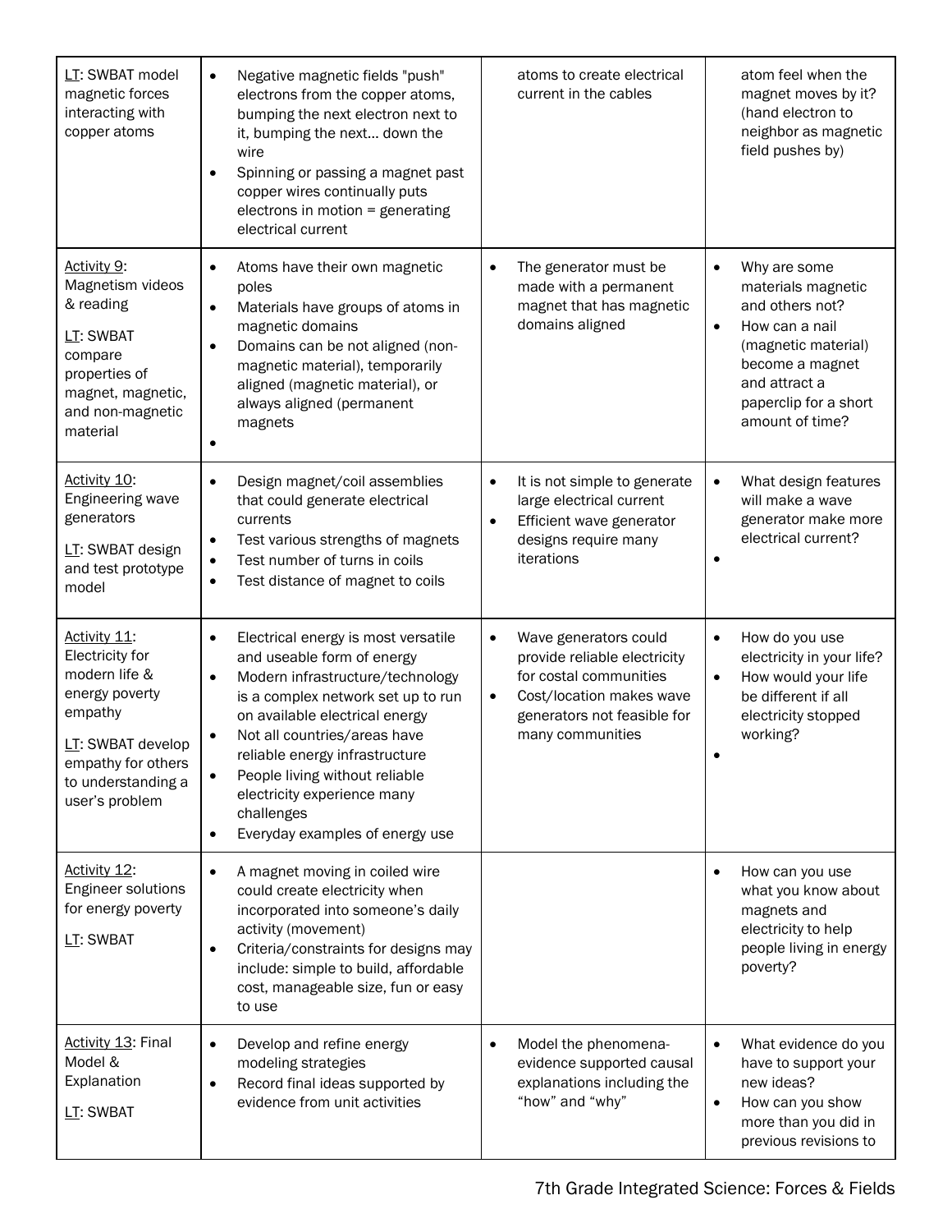| | | | |
|---|---|---|---|
| LT: SWBAT model magnetic forces interacting with copper atoms | • Negative magnetic fields "push" electrons from the copper atoms, bumping the next electron next to it, bumping the next… down the wire<br>• Spinning or passing a magnet past copper wires continually puts electrons in motion = generating electrical current | atoms to create electrical current in the cables | atom feel when the magnet moves by it? (hand electron to neighbor as magnetic field pushes by) |
| Activity 9: Magnetism videos & reading<br><br>LT: SWBAT compare properties of magnet, magnetic, and non-magnetic material | • Atoms have their own magnetic poles<br>• Materials have groups of atoms in magnetic domains<br>• Domains can be not aligned (non-magnetic material), temporarily aligned (magnetic material), or always aligned (permanent magnets<br>• | • The generator must be made with a permanent magnet that has magnetic domains aligned | • Why are some materials magnetic and others not?<br>• How can a nail (magnetic material) become a magnet and attract a paperclip for a short amount of time? |
| Activity 10: Engineering wave generators<br><br>LT: SWBAT design and test prototype model | • Design magnet/coil assemblies that could generate electrical currents<br>• Test various strengths of magnets<br>• Test number of turns in coils<br>• Test distance of magnet to coils | • It is not simple to generate large electrical current<br>• Efficient wave generator designs require many iterations | • What design features will make a wave generator make more electrical current?<br>• |
| Activity 11: Electricity for modern life & energy poverty empathy<br><br>LT: SWBAT develop empathy for others to understanding a user's problem | • Electrical energy is most versatile and useable form of energy<br>• Modern infrastructure/technology is a complex network set up to run on available electrical energy<br>• Not all countries/areas have reliable energy infrastructure<br>• People living without reliable electricity experience many challenges<br>• Everyday examples of energy use | • Wave generators could provide reliable electricity for costal communities<br>• Cost/location makes wave generators not feasible for many communities | • How do you use electricity in your life?<br>• How would your life be different if all electricity stopped working?<br>• |
| Activity 12: Engineer solutions for energy poverty<br><br>LT: SWBAT | • A magnet moving in coiled wire could create electricity when incorporated into someone's daily activity (movement)<br>• Criteria/constraints for designs may include: simple to build, affordable cost, manageable size, fun or easy to use | | • How can you use what you know about magnets and electricity to help people living in energy poverty? |
| Activity 13: Final Model & Explanation<br><br>LT: SWBAT | • Develop and refine energy modeling strategies<br>• Record final ideas supported by evidence from unit activities | • Model the phenomena-evidence supported causal explanations including the "how" and "why" | • What evidence do you have to support your new ideas?<br>• How can you show more than you did in previous revisions to |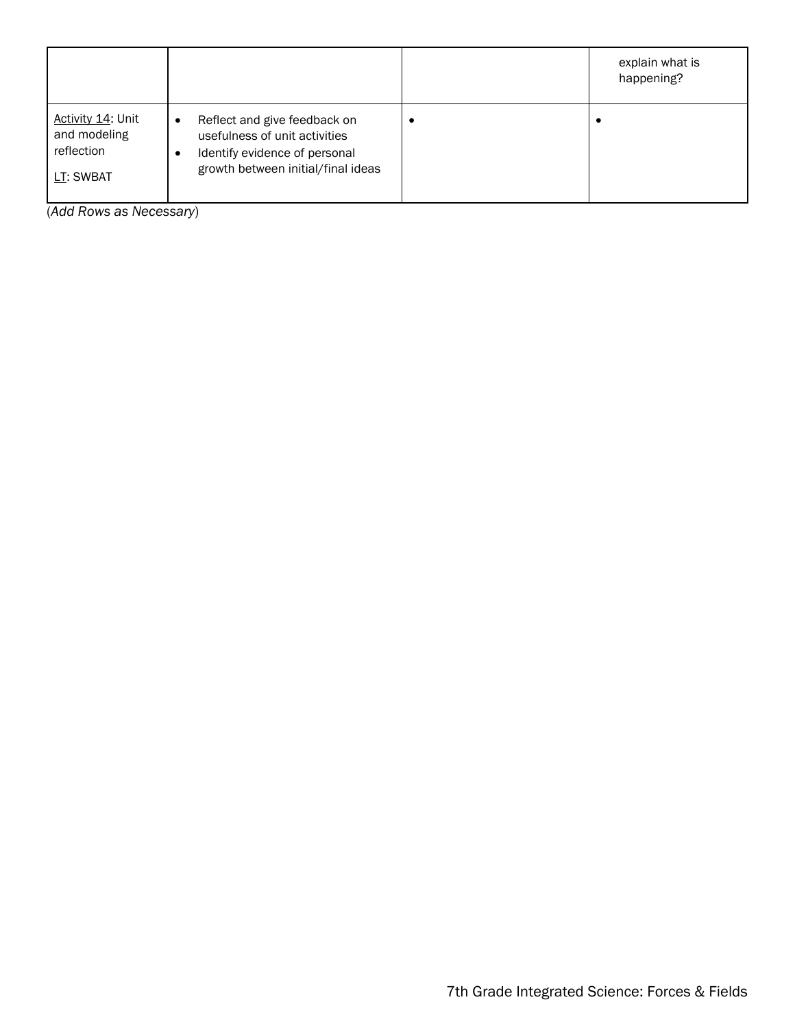| | | | |
|---|---|---|---|
| | | | explain what is happening? |
| Activity 14: Unit and modeling reflection<br><br>LT: SWBAT | • Reflect and give feedback on usefulness of unit activities<br>• Identify evidence of personal growth between initial/final ideas | • | • |

(*Add Rows as Necessary*)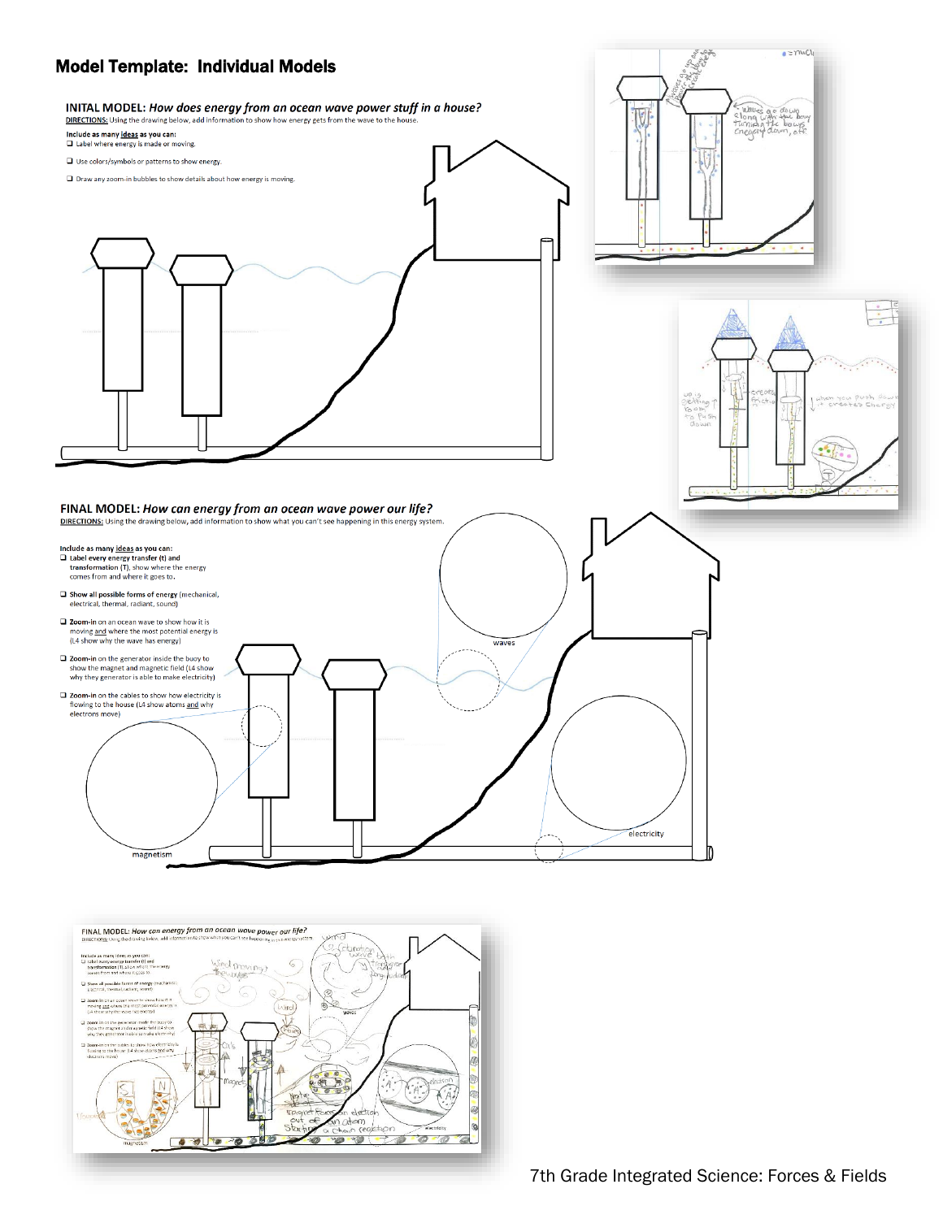## Model Template: Individual Models

**INITAL MODEL:** *How does energy from an ocean wave power stuff in a house?*

**DIRECTIONS:** Using the drawing below, add information to show how energy gets from the wave to the house.

Include as many ideas as you can:

- Label where energy is made or moving.
- Use colors/symbols or patterns to show energy.
- Draw any zoom-in bubbles to show details about how energy is moving.

**FINAL MODEL:** *How can energy from an ocean wave power our life?*

**DIRECTIONS:** Using the drawing below, add information to show what you can't see happening in this energy system.

Include as many ideas as you can:

- **Label every energy transfer (t) and transformation (T), show where the energy comes from and where it goes to.**
- **Show all possible forms of energy** (mechanical, electrical, thermal, radiant, sound)
- **Zoom-in** on an ocean wave to show how it is moving and where the most potential energy is (L4 show why the wave has energy)
- **Zoom-in** on the generator inside the buoy to show the magnet and magnetic field (L4 show why they generator is able to make electricity)
- **Zoom-in** on the cables to show how electricity is flowing to the house (L4 show atoms and why electrons move)

waves

magnetism

electricity

7th Grade Integrated Science: Forces & Fields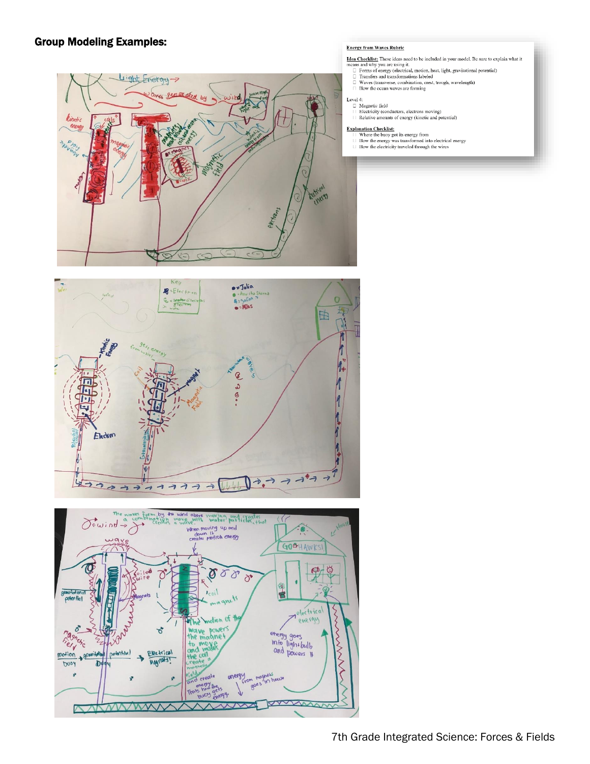## Group Modeling Examples:

**Energy from Waves Rubric**

**Idea Checklist:** These ideas need to be included in your model. Be sure to explain what it means and why you are using it.

- ☐ Forms of energy (electrical, motion, heat, light, gravitational potential)
- ☐ Transfers and transformations labeled
- ☐ Waves (transverse, combination, crest, trough, wavelength)
- ☐ How the ocean waves are forming

Level 4:

- ☐ Magnetic field
- ☐ Electricity (conductors, electrons moving)
- ☐ Relative amounts of energy (kinetic and potential)

**Explanation Checklist:**

- ☐ Where the buoy got its energy from
- ☐ How the energy was transformed into electrical energy
- ☐ How the electricity traveled through the wires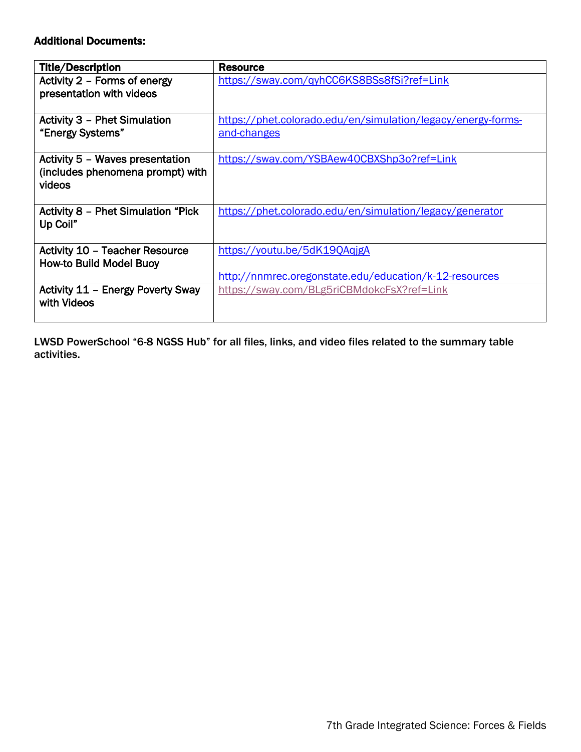**Additional Documents:**

| Title/Description | Resource |
| --- | --- |
| Activity 2 – Forms of energy presentation with videos | https://sway.com/qyhCC6KS8BSs8fSi?ref=Link |
| Activity 3 – Phet Simulation "Energy Systems" | https://phet.colorado.edu/en/simulation/legacy/energy-forms-and-changes |
| Activity 5 – Waves presentation (includes phenomena prompt) with videos | https://sway.com/YSBAew40CBXShp3o?ref=Link |
| Activity 8 – Phet Simulation "Pick Up Coil" | https://phet.colorado.edu/en/simulation/legacy/generator |
| Activity 10 – Teacher Resource How-to Build Model Buoy | https://youtu.be/5dK19QAqjgA<br><br>http://nnmrec.oregonstate.edu/education/k-12-resources |
| Activity 11 – Energy Poverty Sway with Videos | https://sway.com/BLg5riCBMdokcFsX?ref=Link |

**LWSD PowerSchool "6-8 NGSS Hub" for all files, links, and video files related to the summary table activities.**